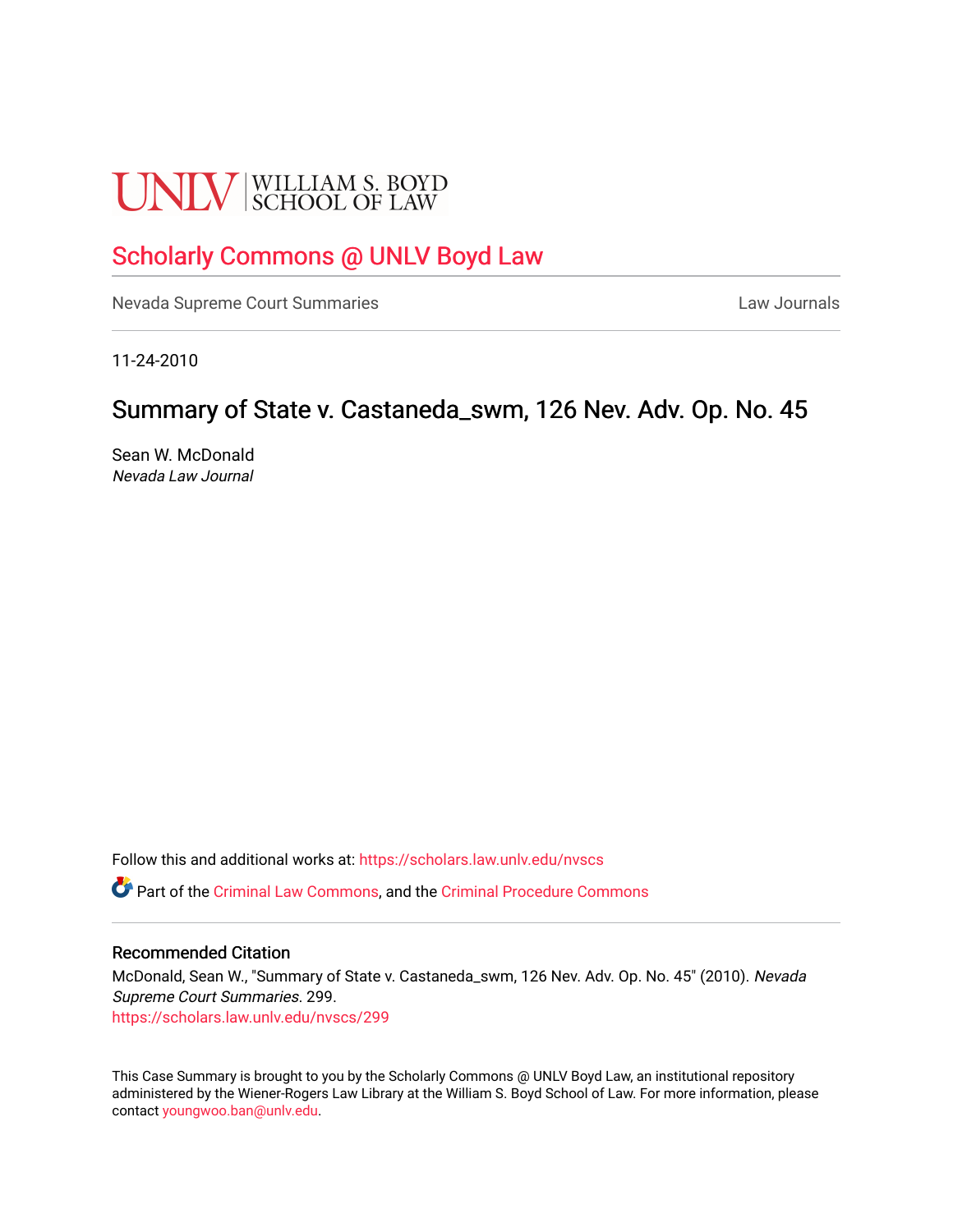UNLV | WILLIAM S. BOYD SCHOOL OF LAW

# Scholarly Commons @ UNLV Boyd Law

Nevada Supreme Court Summaries | Law Journals

11-24-2010

## Summary of State v. Castaneda_swm, 126 Nev. Adv. Op. No. 45

Sean W. McDonald
*Nevada Law Journal*

Follow this and additional works at: https://scholars.law.unlv.edu/nvscs

Part of the Criminal Law Commons, and the Criminal Procedure Commons

### Recommended Citation

McDonald, Sean W., "Summary of State v. Castaneda_swm, 126 Nev. Adv. Op. No. 45" (2010). *Nevada Supreme Court Summaries*. 299.
https://scholars.law.unlv.edu/nvscs/299

This Case Summary is brought to you by the Scholarly Commons @ UNLV Boyd Law, an institutional repository administered by the Wiener-Rogers Law Library at the William S. Boyd School of Law. For more information, please contact youngwoo.ban@unlv.edu.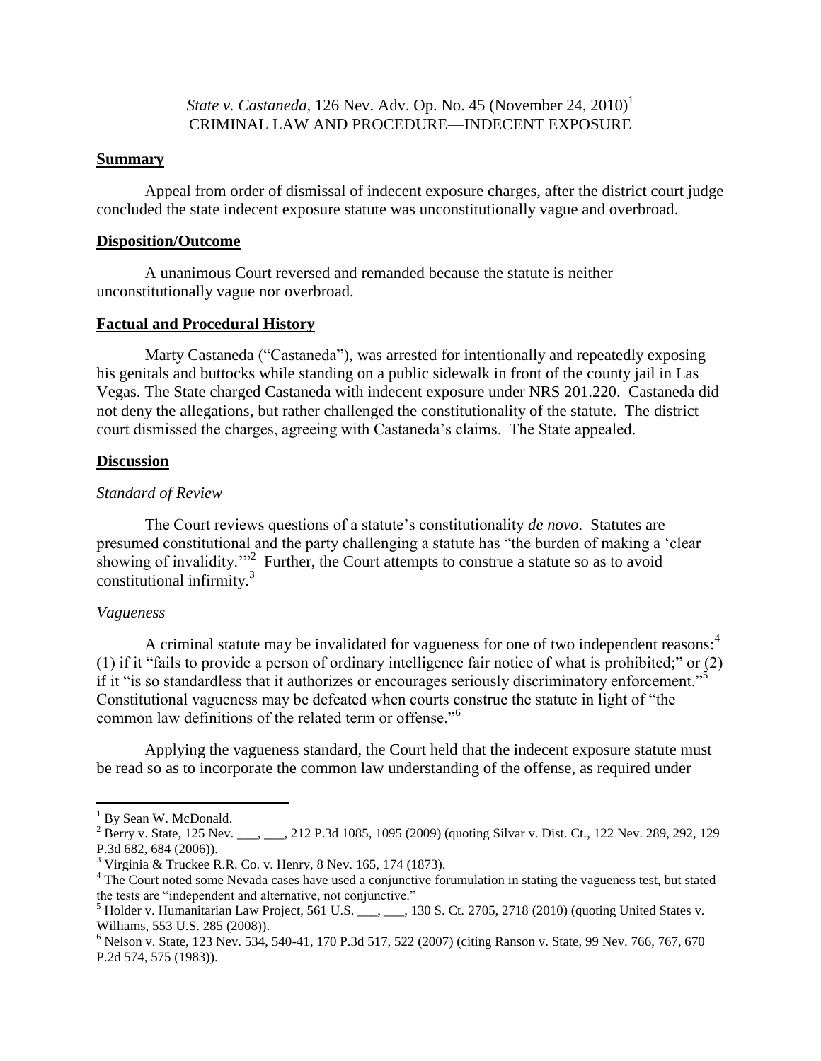*State v. Castaneda*, 126 Nev. Adv. Op. No. 45 (November 24, 2010)[1]
CRIMINAL LAW AND PROCEDURE—INDECENT EXPOSURE

## Summary

Appeal from order of dismissal of indecent exposure charges, after the district court judge concluded the state indecent exposure statute was unconstitutionally vague and overbroad.

## Disposition/Outcome

A unanimous Court reversed and remanded because the statute is neither unconstitutionally vague nor overbroad.

## Factual and Procedural History

Marty Castaneda ("Castaneda"), was arrested for intentionally and repeatedly exposing his genitals and buttocks while standing on a public sidewalk in front of the county jail in Las Vegas. The State charged Castaneda with indecent exposure under NRS 201.220. Castaneda did not deny the allegations, but rather challenged the constitutionality of the statute. The district court dismissed the charges, agreeing with Castaneda's claims. The State appealed.

## Discussion

### *Standard of Review*

The Court reviews questions of a statute's constitutionality *de novo*. Statutes are presumed constitutional and the party challenging a statute has "the burden of making a 'clear showing of invalidity.'"[2] Further, the Court attempts to construe a statute so as to avoid constitutional infirmity.[3]

### *Vagueness*

A criminal statute may be invalidated for vagueness for one of two independent reasons:[4] (1) if it "fails to provide a person of ordinary intelligence fair notice of what is prohibited;" or (2) if it "is so standardless that it authorizes or encourages seriously discriminatory enforcement."[5] Constitutional vagueness may be defeated when courts construe the statute in light of "the common law definitions of the related term or offense."[6]

Applying the vagueness standard, the Court held that the indecent exposure statute must be read so as to incorporate the common law understanding of the offense, as required under

---

[1] By Sean W. McDonald.

[2] Berry v. State, 125 Nev. ___, ___, 212 P.3d 1085, 1095 (2009) (quoting Silvar v. Dist. Ct., 122 Nev. 289, 292, 129 P.3d 682, 684 (2006)).

[3] Virginia & Truckee R.R. Co. v. Henry, 8 Nev. 165, 174 (1873).

[4] The Court noted some Nevada cases have used a conjunctive forumulation in stating the vagueness test, but stated the tests are "independent and alternative, not conjunctive."

[5] Holder v. Humanitarian Law Project, 561 U.S. ___, ___, 130 S. Ct. 2705, 2718 (2010) (quoting United States v. Williams, 553 U.S. 285 (2008)).

[6] Nelson v. State, 123 Nev. 534, 540-41, 170 P.3d 517, 522 (2007) (citing Ranson v. State, 99 Nev. 766, 767, 670 P.2d 574, 575 (1983)).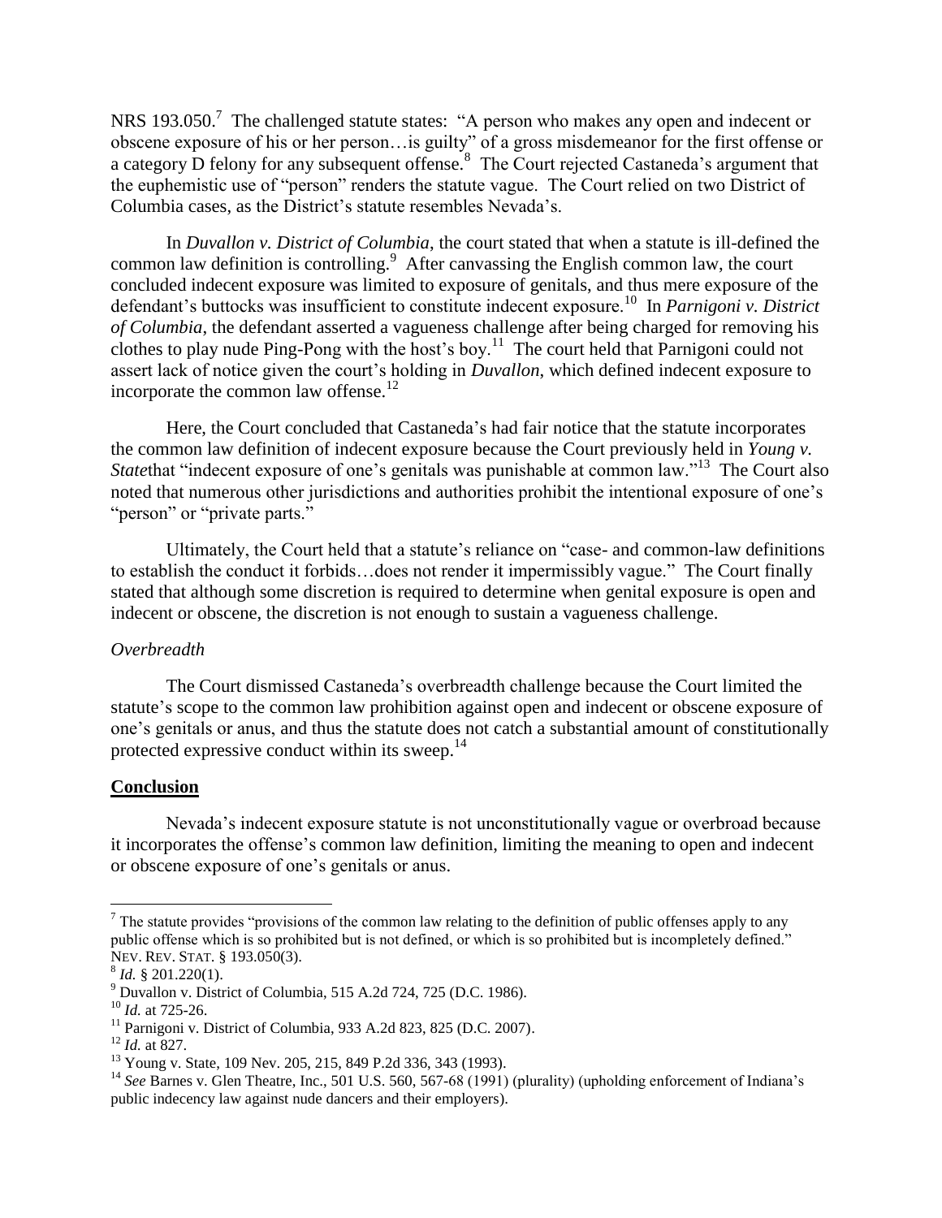NRS 193.050.[7] The challenged statute states: "A person who makes any open and indecent or obscene exposure of his or her person…is guilty" of a gross misdemeanor for the first offense or a category D felony for any subsequent offense.[8] The Court rejected Castaneda's argument that the euphemistic use of "person" renders the statute vague. The Court relied on two District of Columbia cases, as the District's statute resembles Nevada's.

In *Duvallon v. District of Columbia*, the court stated that when a statute is ill-defined the common law definition is controlling.[9] After canvassing the English common law, the court concluded indecent exposure was limited to exposure of genitals, and thus mere exposure of the defendant's buttocks was insufficient to constitute indecent exposure.[10] In *Parnigoni v. District of Columbia*, the defendant asserted a vagueness challenge after being charged for removing his clothes to play nude Ping-Pong with the host's boy.[11] The court held that Parnigoni could not assert lack of notice given the court's holding in *Duvallon*, which defined indecent exposure to incorporate the common law offense.[12]

Here, the Court concluded that Castaneda's had fair notice that the statute incorporates the common law definition of indecent exposure because the Court previously held in *Young v. State*that "indecent exposure of one's genitals was punishable at common law."[13] The Court also noted that numerous other jurisdictions and authorities prohibit the intentional exposure of one's "person" or "private parts."

Ultimately, the Court held that a statute's reliance on "case- and common-law definitions to establish the conduct it forbids…does not render it impermissibly vague." The Court finally stated that although some discretion is required to determine when genital exposure is open and indecent or obscene, the discretion is not enough to sustain a vagueness challenge.

*Overbreadth*

The Court dismissed Castaneda's overbreadth challenge because the Court limited the statute's scope to the common law prohibition against open and indecent or obscene exposure of one's genitals or anus, and thus the statute does not catch a substantial amount of constitutionally protected expressive conduct within its sweep.[14]

## Conclusion

Nevada's indecent exposure statute is not unconstitutionally vague or overbroad because it incorporates the offense's common law definition, limiting the meaning to open and indecent or obscene exposure of one's genitals or anus.

---

[7] The statute provides "provisions of the common law relating to the definition of public offenses apply to any public offense which is so prohibited but is not defined, or which is so prohibited but is incompletely defined." NEV. REV. STAT. § 193.050(3).

[8] *Id.* § 201.220(1).

[9] Duvallon v. District of Columbia, 515 A.2d 724, 725 (D.C. 1986).

[10] *Id.* at 725-26.

[11] Parnigoni v. District of Columbia, 933 A.2d 823, 825 (D.C. 2007).

[12] *Id.* at 827.

[13] Young v. State, 109 Nev. 205, 215, 849 P.2d 336, 343 (1993).

[14] *See* Barnes v. Glen Theatre, Inc., 501 U.S. 560, 567-68 (1991) (plurality) (upholding enforcement of Indiana's public indecency law against nude dancers and their employers).